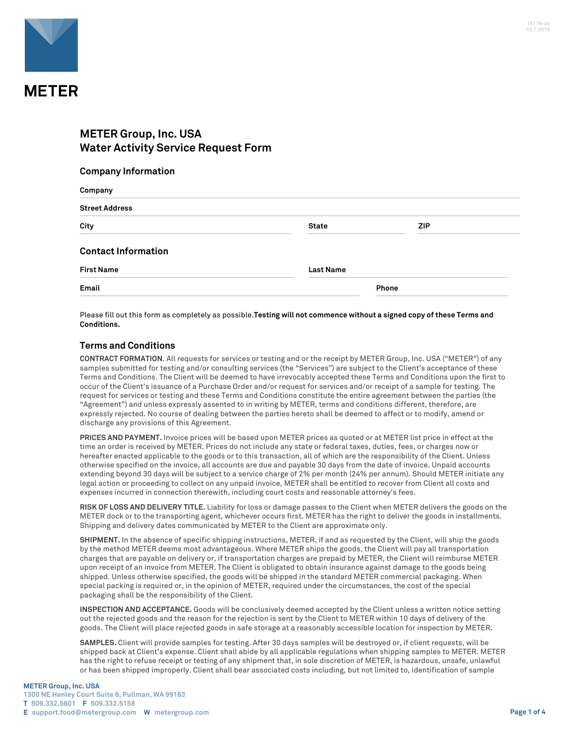# METER

18176-04
10.7.2019

## METER Group, Inc. USA
## Water Activity Service Request Form

### Company Information

**Company**

**Street Address**

**City** | **State** | **ZIP**

### Contact Information

**First Name** | **Last Name**

**Email** | **Phone**

Please fill out this form as completely as possible.**Testing will not commence without a signed copy of these Terms and Conditions.**

### Terms and Conditions

**CONTRACT FORMATION**. All requests for services or testing and or the receipt by METER Group, Inc. USA ("METER") of any samples submitted for testing and/or consulting services (the "Services") are subject to the Client's acceptance of these Terms and Conditions. The Client will be deemed to have irrevocably accepted these Terms and Conditions upon the first to occur of the Client's issuance of a Purchase Order and/or request for services and/or receipt of a sample for testing. The request for services or testing and these Terms and Conditions constitute the entire agreement between the parties (the "Agreement") and unless expressly assented to in writing by METER, terms and conditions different, therefore, are expressly rejected. No course of dealing between the parties hereto shall be deemed to affect or to modify, amend or discharge any provisions of this Agreement.

**PRICES AND PAYMENT.** Invoice prices will be based upon METER prices as quoted or at METER list price in effect at the time an order is received by METER. Prices do not include any state or federal taxes, duties, fees, or charges now or hereafter enacted applicable to the goods or to this transaction, all of which are the responsibility of the Client. Unless otherwise specified on the invoice, all accounts are due and payable 30 days from the date of invoice. Unpaid accounts extending beyond 30 days will be subject to a service charge of 2% per month (24% per annum). Should METER initiate any legal action or proceeding to collect on any unpaid invoice, METER shall be entitled to recover from Client all costs and expenses incurred in connection therewith, including court costs and reasonable attorney's fees.

**RISK OF LOSS AND DELIVERY TITLE.** Liability for loss or damage passes to the Client when METER delivers the goods on the METER dock or to the transporting agent, whichever occurs first. METER has the right to deliver the goods in installments. Shipping and delivery dates communicated by METER to the Client are approximate only.

**SHIPMENT.** In the absence of specific shipping instructions, METER, if and as requested by the Client, will ship the goods by the method METER deems most advantageous. Where METER ships the goods, the Client will pay all transportation charges that are payable on delivery or, if transportation charges are prepaid by METER, the Client will reimburse METER upon receipt of an invoice from METER. The Client is obligated to obtain insurance against damage to the goods being shipped. Unless otherwise specified, the goods will be shipped in the standard METER commercial packaging. When special packing is required or, in the opinion of METER, required under the circumstances, the cost of the special packaging shall be the responsibility of the Client.

**INSPECTION AND ACCEPTANCE.** Goods will be conclusively deemed accepted by the Client unless a written notice setting out the rejected goods and the reason for the rejection is sent by the Client to METER within 10 days of delivery of the goods. The Client will place rejected goods in safe storage at a reasonably accessible location for inspection by METER.

**SAMPLES.** Client will provide samples for testing. After 30 days samples will be destroyed or, if client requests, will be shipped back at Client's expense. Client shall abide by all applicable regulations when shipping samples to METER. METER has the right to refuse receipt or testing of any shipment that, in sole discretion of METER, is hazardous, unsafe, unlawful or has been shipped improperly. Client shall bear associated costs including, but not limited to, identification of sample

**METER Group, Inc. USA**
1300 NE Henley Court Suite 6, Pullman, WA 99163
**T** 509.332.5601 **F** 509.332.5158
**E** support.food@metergroup.com **W** metergroup.com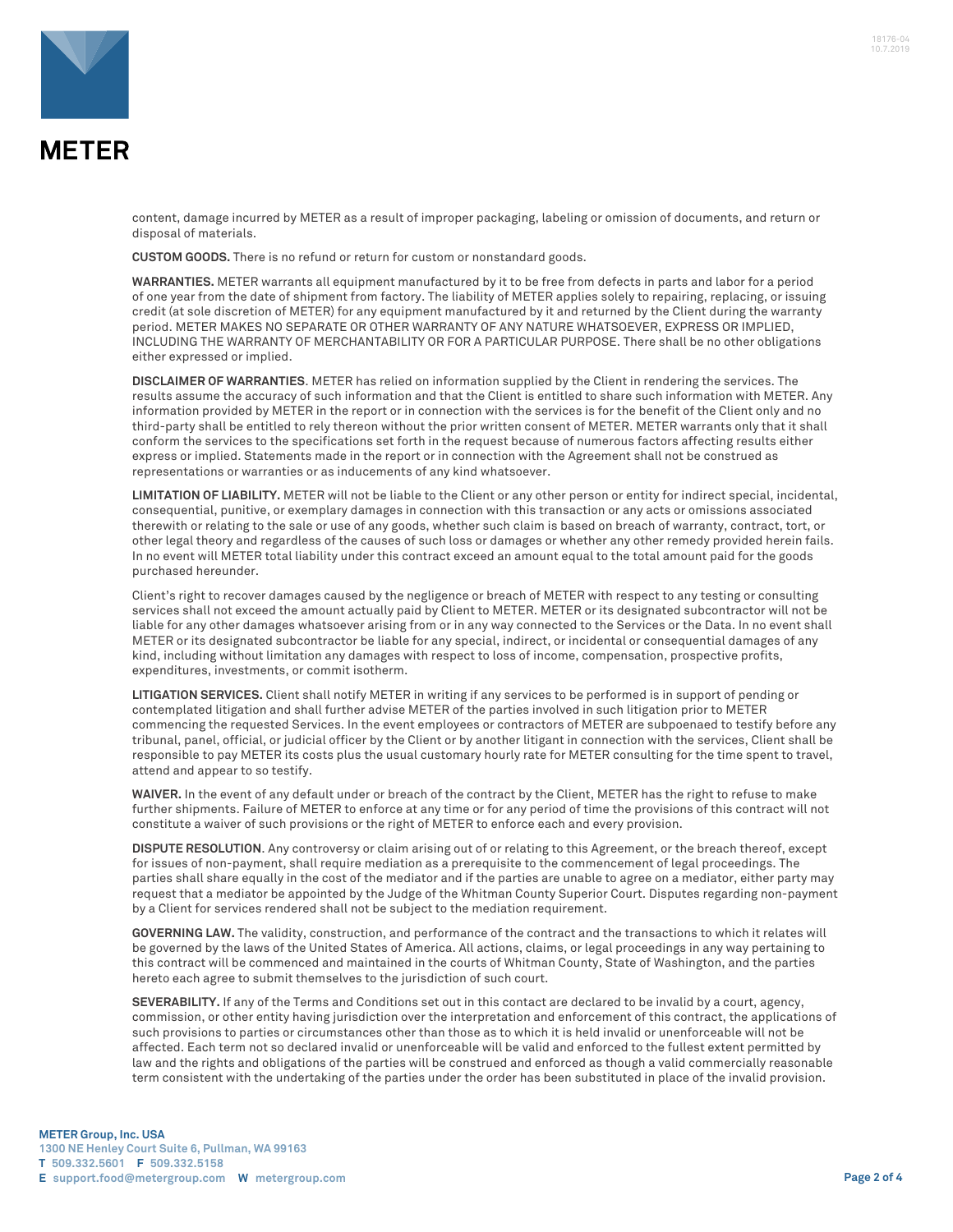content, damage incurred by METER as a result of improper packaging, labeling or omission of documents, and return or disposal of materials.

**CUSTOM GOODS.** There is no refund or return for custom or nonstandard goods.

**WARRANTIES.** METER warrants all equipment manufactured by it to be free from defects in parts and labor for a period of one year from the date of shipment from factory. The liability of METER applies solely to repairing, replacing, or issuing credit (at sole discretion of METER) for any equipment manufactured by it and returned by the Client during the warranty period. METER MAKES NO SEPARATE OR OTHER WARRANTY OF ANY NATURE WHATSOEVER, EXPRESS OR IMPLIED, INCLUDING THE WARRANTY OF MERCHANTABILITY OR FOR A PARTICULAR PURPOSE. There shall be no other obligations either expressed or implied.

**DISCLAIMER OF WARRANTIES**. METER has relied on information supplied by the Client in rendering the services. The results assume the accuracy of such information and that the Client is entitled to share such information with METER. Any information provided by METER in the report or in connection with the services is for the benefit of the Client only and no third-party shall be entitled to rely thereon without the prior written consent of METER. METER warrants only that it shall conform the services to the specifications set forth in the request because of numerous factors affecting results either express or implied. Statements made in the report or in connection with the Agreement shall not be construed as representations or warranties or as inducements of any kind whatsoever.

**LIMITATION OF LIABILITY.** METER will not be liable to the Client or any other person or entity for indirect special, incidental, consequential, punitive, or exemplary damages in connection with this transaction or any acts or omissions associated therewith or relating to the sale or use of any goods, whether such claim is based on breach of warranty, contract, tort, or other legal theory and regardless of the causes of such loss or damages or whether any other remedy provided herein fails. In no event will METER total liability under this contract exceed an amount equal to the total amount paid for the goods purchased hereunder.

Client's right to recover damages caused by the negligence or breach of METER with respect to any testing or consulting services shall not exceed the amount actually paid by Client to METER. METER or its designated subcontractor will not be liable for any other damages whatsoever arising from or in any way connected to the Services or the Data. In no event shall METER or its designated subcontractor be liable for any special, indirect, or incidental or consequential damages of any kind, including without limitation any damages with respect to loss of income, compensation, prospective profits, expenditures, investments, or commit isotherm.

**LITIGATION SERVICES.** Client shall notify METER in writing if any services to be performed is in support of pending or contemplated litigation and shall further advise METER of the parties involved in such litigation prior to METER commencing the requested Services. In the event employees or contractors of METER are subpoenaed to testify before any tribunal, panel, official, or judicial officer by the Client or by another litigant in connection with the services, Client shall be responsible to pay METER its costs plus the usual customary hourly rate for METER consulting for the time spent to travel, attend and appear to so testify.

**WAIVER.** In the event of any default under or breach of the contract by the Client, METER has the right to refuse to make further shipments. Failure of METER to enforce at any time or for any period of time the provisions of this contract will not constitute a waiver of such provisions or the right of METER to enforce each and every provision.

**DISPUTE RESOLUTION**. Any controversy or claim arising out of or relating to this Agreement, or the breach thereof, except for issues of non-payment, shall require mediation as a prerequisite to the commencement of legal proceedings. The parties shall share equally in the cost of the mediator and if the parties are unable to agree on a mediator, either party may request that a mediator be appointed by the Judge of the Whitman County Superior Court. Disputes regarding non-payment by a Client for services rendered shall not be subject to the mediation requirement.

**GOVERNING LAW.** The validity, construction, and performance of the contract and the transactions to which it relates will be governed by the laws of the United States of America. All actions, claims, or legal proceedings in any way pertaining to this contract will be commenced and maintained in the courts of Whitman County, State of Washington, and the parties hereto each agree to submit themselves to the jurisdiction of such court.

**SEVERABILITY.** If any of the Terms and Conditions set out in this contact are declared to be invalid by a court, agency, commission, or other entity having jurisdiction over the interpretation and enforcement of this contract, the applications of such provisions to parties or circumstances other than those as to which it is held invalid or unenforceable will not be affected. Each term not so declared invalid or unenforceable will be valid and enforced to the fullest extent permitted by law and the rights and obligations of the parties will be construed and enforced as though a valid commercially reasonable term consistent with the undertaking of the parties under the order has been substituted in place of the invalid provision.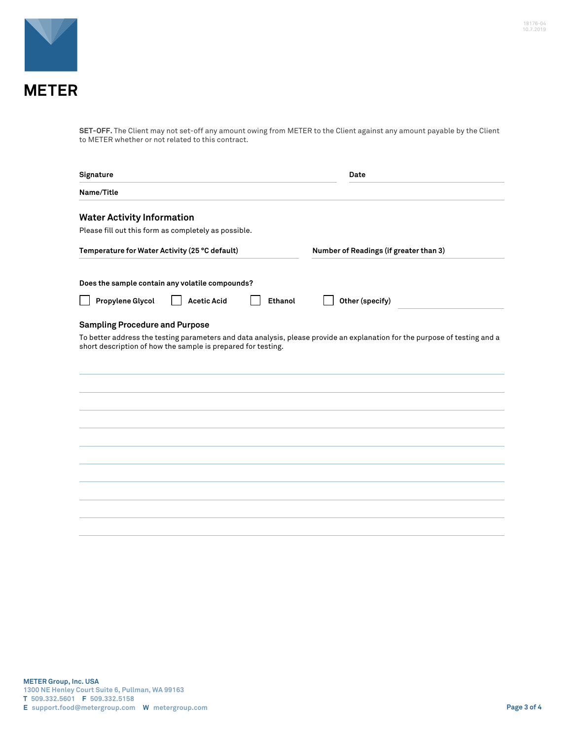METER

**SET-OFF.** The Client may not set-off any amount owing from METER to the Client against any amount payable by the Client to METER whether or not related to this contract.

**Signature** ______________________ **Date** ______________________

**Name/Title** ______________________

## Water Activity Information

Please fill out this form as completely as possible.

**Temperature for Water Activity (25 °C default)** ______________________ **Number of Readings (if greater than 3)** ______________________

**Does the sample contain any volatile compounds?**

- [ ] **Propylene Glycol**
- [ ] **Acetic Acid**
- [ ] **Ethanol**
- [ ] **Other (specify)** ______________________

## Sampling Procedure and Purpose

To better address the testing parameters and data analysis, please provide an explanation for the purpose of testing and a short description of how the sample is prepared for testing.

______________________

______________________

______________________

______________________

______________________

______________________

______________________

______________________

______________________

______________________

**METER Group, Inc. USA**
1300 NE Henley Court Suite 6, Pullman, WA 99163
**T** 509.332.5601 **F** 509.332.5158
**E** support.food@metergroup.com **W** metergroup.com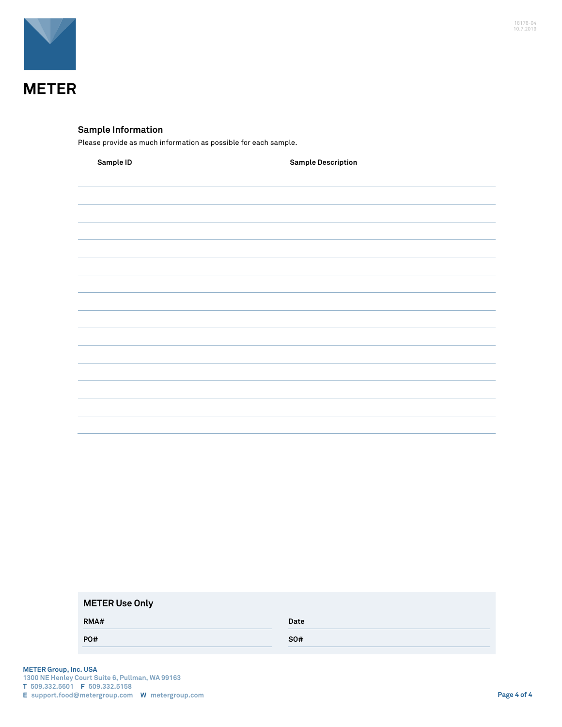METER

## Sample Information

Please provide as much information as possible for each sample.

| Sample ID | Sample Description |
|---|---|
| | |
| | |
| | |
| | |
| | |
| | |
| | |
| | |
| | |
| | |
| | |
| | |
| | |
| | |

### METER Use Only

| | |
|---|---|
| RMA# | Date |
| PO# | SO# |

**METER Group, Inc. USA**
1300 NE Henley Court Suite 6, Pullman, WA 99163
**T** 509.332.5601 **F** 509.332.5158
**E** support.food@metergroup.com **W** metergroup.com